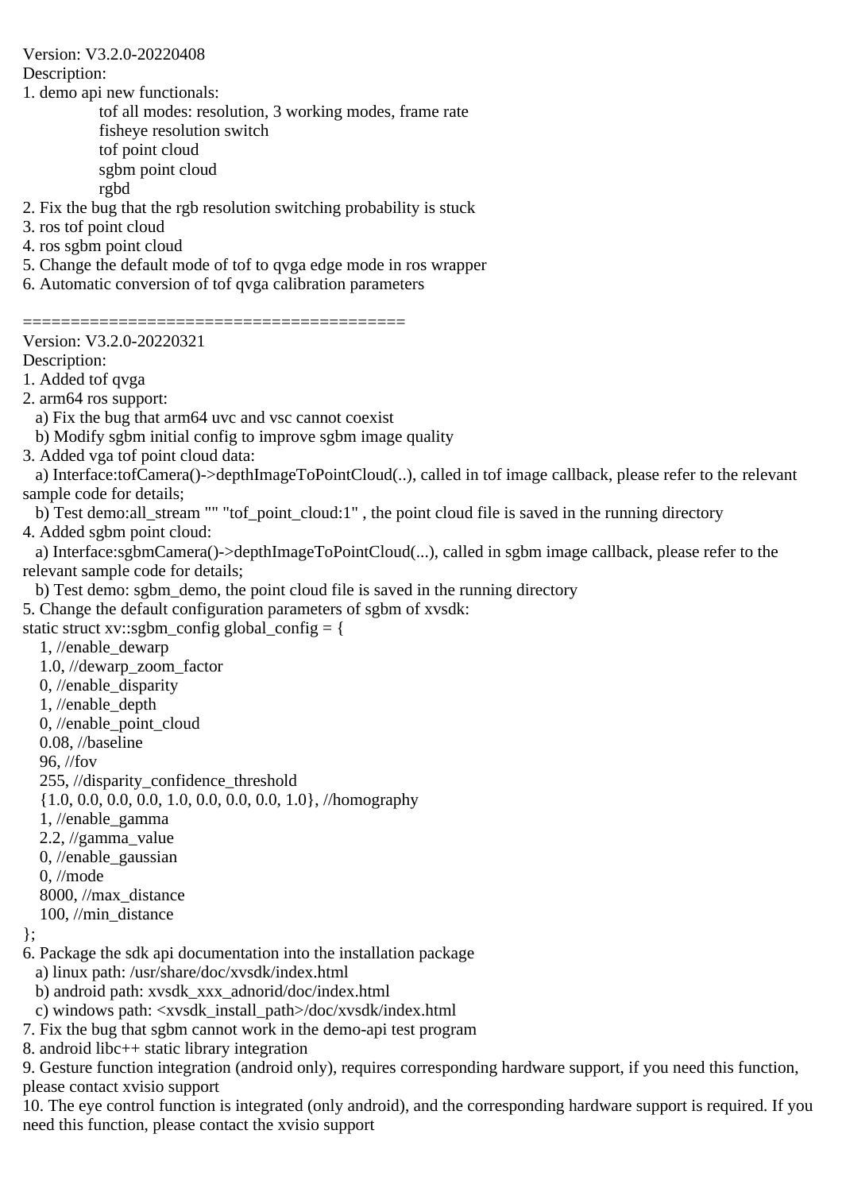Version: V3.2.0-20220408

Description:

1. demo api new functionals:
   - tof all modes: resolution, 3 working modes, frame rate
   - fisheye resolution switch
   - tof point cloud
   - sgbm point cloud
   - rgbd
2. Fix the bug that the rgb resolution switching probability is stuck
3. ros tof point cloud
4. ros sgbm point cloud
5. Change the default mode of tof to qvga edge mode in ros wrapper
6. Automatic conversion of tof qvga calibration parameters

========================================

Version: V3.2.0-20220321

Description:

1. Added tof qvga
2. arm64 ros support:
   a) Fix the bug that arm64 uvc and vsc cannot coexist
   b) Modify sgbm initial config to improve sgbm image quality
3. Added vga tof point cloud data:
   a) Interface:tofCamera()->depthImageToPointCloud(..), called in tof image callback, please refer to the relevant sample code for details;
   b) Test demo:all_stream "" "tof_point_cloud:1" , the point cloud file is saved in the running directory
4. Added sgbm point cloud:
   a) Interface:sgbmCamera()->depthImageToPointCloud(...), called in sgbm image callback, please refer to the relevant sample code for details;
   b) Test demo: sgbm_demo, the point cloud file is saved in the running directory
5. Change the default configuration parameters of sgbm of xvsdk:

```
static struct xv::sgbm_config global_config = {
    1, //enable_dewarp
    1.0, //dewarp_zoom_factor
    0, //enable_disparity
    1, //enable_depth
    0, //enable_point_cloud
    0.08, //baseline
    96, //fov
    255, //disparity_confidence_threshold
    {1.0, 0.0, 0.0, 0.0, 1.0, 0.0, 0.0, 0.0, 1.0}, //homography
    1, //enable_gamma
    2.2, //gamma_value
    0, //enable_gaussian
    0, //mode
    8000, //max_distance
    100, //min_distance
};
```

6. Package the sdk api documentation into the installation package
   a) linux path: /usr/share/doc/xvsdk/index.html
   b) android path: xvsdk_xxx_adnorid/doc/index.html
   c) windows path: <xvsdk_install_path>/doc/xvsdk/index.html
7. Fix the bug that sgbm cannot work in the demo-api test program
8. android libc++ static library integration
9. Gesture function integration (android only), requires corresponding hardware support, if you need this function, please contact xvisio support
10. The eye control function is integrated (only android), and the corresponding hardware support is required. If you need this function, please contact the xvisio support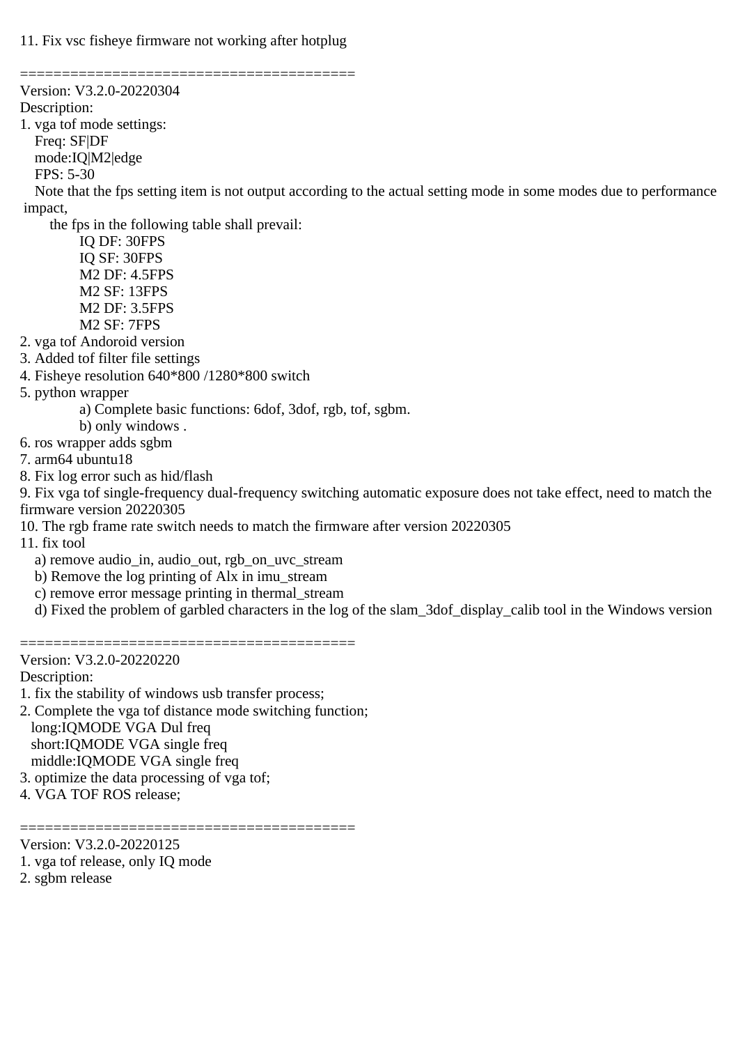11. Fix vsc fisheye firmware not working after hotplug

========================================

Version: V3.2.0-20220304

Description:

1. vga tof mode settings:
   Freq: SF|DF
   mode:IQ|M2|edge
   FPS: 5-30
   Note that the fps setting item is not output according to the actual setting mode in some modes due to performance impact,
   the fps in the following table shall prevail:
   IQ DF: 30FPS
   IQ SF: 30FPS
   M2 DF: 4.5FPS
   M2 SF: 13FPS
   M2 DF: 3.5FPS
   M2 SF: 7FPS
2. vga tof Andoroid version
3. Added tof filter file settings
4. Fisheye resolution 640*800 /1280*800 switch
5. python wrapper
   a) Complete basic functions: 6dof, 3dof, rgb, tof, sgbm.
   b) only windows .
6. ros wrapper adds sgbm
7. arm64 ubuntu18
8. Fix log error such as hid/flash
9. Fix vga tof single-frequency dual-frequency switching automatic exposure does not take effect, need to match the firmware version 20220305
10. The rgb frame rate switch needs to match the firmware after version 20220305
11. fix tool
    a) remove audio_in, audio_out, rgb_on_uvc_stream
    b) Remove the log printing of Alx in imu_stream
    c) remove error message printing in thermal_stream
    d) Fixed the problem of garbled characters in the log of the slam_3dof_display_calib tool in the Windows version

========================================

Version: V3.2.0-20220220

Description:

1. fix the stability of windows usb transfer process;
2. Complete the vga tof distance mode switching function;
   long:IQMODE VGA Dul freq
   short:IQMODE VGA single freq
   middle:IQMODE VGA single freq
3. optimize the data processing of vga tof;
4. VGA TOF ROS release;

========================================

Version: V3.2.0-20220125

1. vga tof release, only IQ mode
2. sgbm release